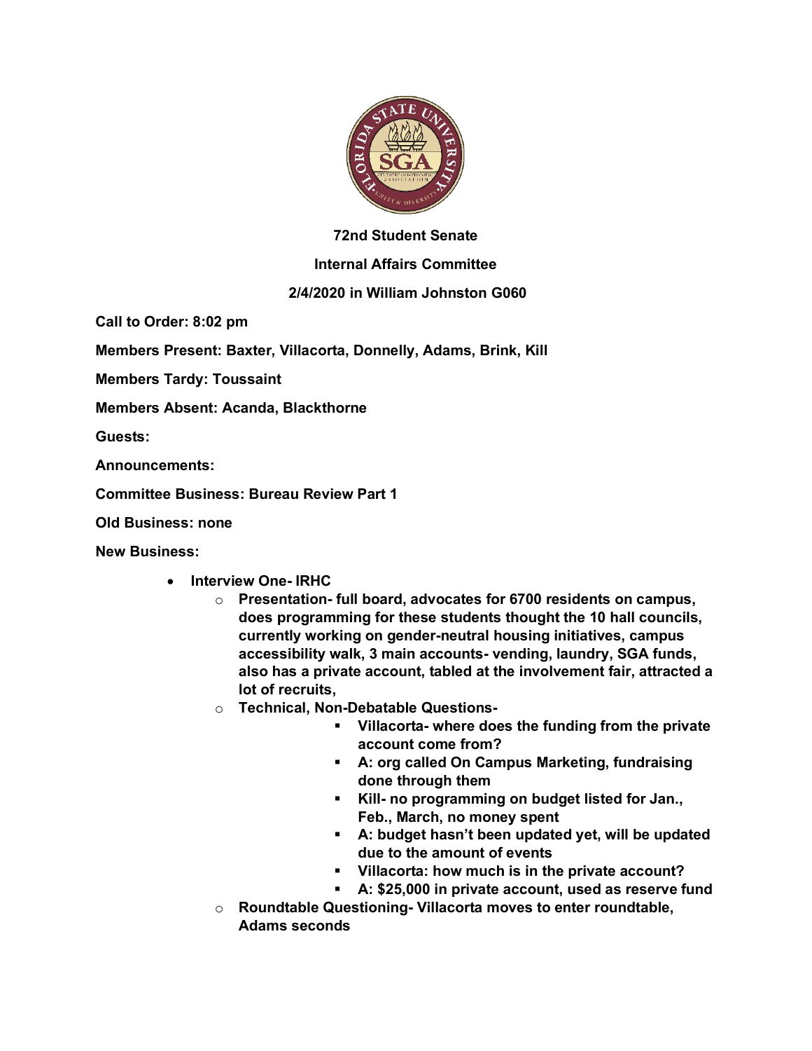**72nd Student Senate**

**Internal Affairs Committee**

**2/4/2020 in William Johnston G060**

**Call to Order: 8:02 pm**

**Members Present: Baxter, Villacorta, Donnelly, Adams, Brink, Kill**

**Members Tardy: Toussaint**

**Members Absent: Acanda, Blackthorne**

**Guests:**

**Announcements:**

**Committee Business: Bureau Review Part 1**

**Old Business: none**

**New Business:**

- **Interview One- IRHC**
  - **Presentation- full board, advocates for 6700 residents on campus, does programming for these students thought the 10 hall councils, currently working on gender-neutral housing initiatives, campus accessibility walk, 3 main accounts- vending, laundry, SGA funds, also has a private account, tabled at the involvement fair, attracted a lot of recruits,**
  - **Technical, Non-Debatable Questions-**
    - **Villacorta- where does the funding from the private account come from?**
    - **A: org called On Campus Marketing, fundraising done through them**
    - **Kill- no programming on budget listed for Jan., Feb., March, no money spent**
    - **A: budget hasn't been updated yet, will be updated due to the amount of events**
    - **Villacorta: how much is in the private account?**
    - **A: $25,000 in private account, used as reserve fund**
  - **Roundtable Questioning- Villacorta moves to enter roundtable, Adams seconds**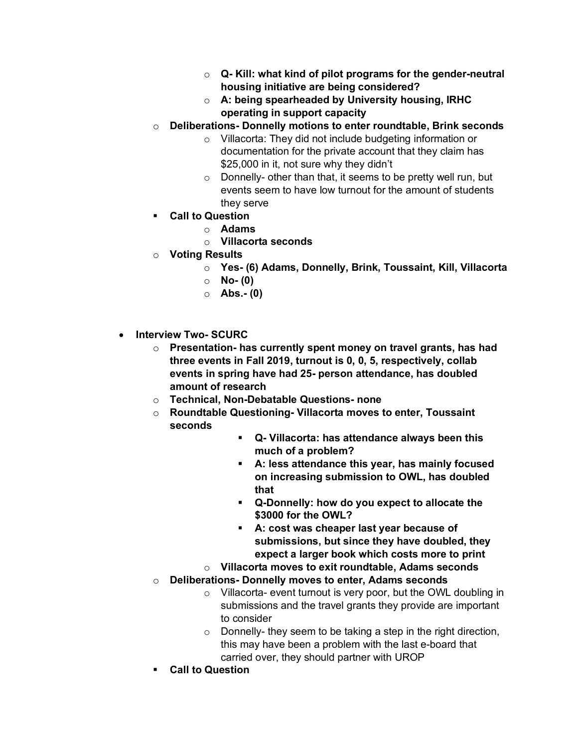- **Q- Kill: what kind of pilot programs for the gender-neutral housing initiative are being considered?**
        - **A: being spearheaded by University housing, IRHC operating in support capacity**
    - **Deliberations- Donnelly motions to enter roundtable, Brink seconds**
        - Villacorta: They did not include budgeting information or documentation for the private account that they claim has $25,000 in it, not sure why they didn't
        - Donnelly- other than that, it seems to be pretty well run, but events seem to have low turnout for the amount of students they serve
    - **Call to Question**
        - **Adams**
        - **Villacorta seconds**
    - **Voting Results**
        - **Yes- (6) Adams, Donnelly, Brink, Toussaint, Kill, Villacorta**
        - **No- (0)**
        - **Abs.- (0)**

- **Interview Two- SCURC**
    - **Presentation- has currently spent money on travel grants, has had three events in Fall 2019, turnout is 0, 0, 5, respectively, collab events in spring have had 25- person attendance, has doubled amount of research**
    - **Technical, Non-Debatable Questions- none**
    - **Roundtable Questioning- Villacorta moves to enter, Toussaint seconds**
        - **Q- Villacorta: has attendance always been this much of a problem?**
        - **A: less attendance this year, has mainly focused on increasing submission to OWL, has doubled that**
        - **Q-Donnelly: how do you expect to allocate the $3000 for the OWL?**
        - **A: cost was cheaper last year because of submissions, but since they have doubled, they expect a larger book which costs more to print**
    - **Villacorta moves to exit roundtable, Adams seconds**
    - **Deliberations- Donnelly moves to enter, Adams seconds**
        - Villacorta- event turnout is very poor, but the OWL doubling in submissions and the travel grants they provide are important to consider
        - Donnelly- they seem to be taking a step in the right direction, this may have been a problem with the last e-board that carried over, they should partner with UROP
    - **Call to Question**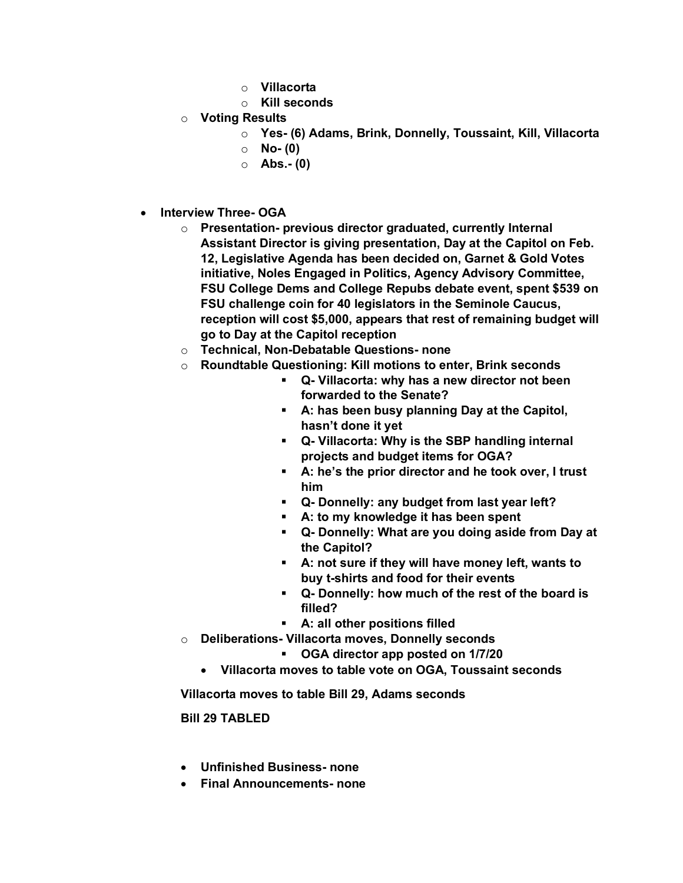- **Villacorta**
    - **Kill seconds**
- **Voting Results**
    - **Yes- (6) Adams, Brink, Donnelly, Toussaint, Kill, Villacorta**
    - **No- (0)**
    - **Abs.- (0)**

- **Interview Three- OGA**
    - **Presentation- previous director graduated, currently Internal Assistant Director is giving presentation, Day at the Capitol on Feb. 12, Legislative Agenda has been decided on, Garnet & Gold Votes initiative, Noles Engaged in Politics, Agency Advisory Committee, FSU College Dems and College Repubs debate event, spent $539 on FSU challenge coin for 40 legislators in the Seminole Caucus, reception will cost $5,000, appears that rest of remaining budget will go to Day at the Capitol reception**
    - **Technical, Non-Debatable Questions- none**
    - **Roundtable Questioning: Kill motions to enter, Brink seconds**
        - **Q- Villacorta: why has a new director not been forwarded to the Senate?**
        - **A: has been busy planning Day at the Capitol, hasn't done it yet**
        - **Q- Villacorta: Why is the SBP handling internal projects and budget items for OGA?**
        - **A: he's the prior director and he took over, I trust him**
        - **Q- Donnelly: any budget from last year left?**
        - **A: to my knowledge it has been spent**
        - **Q- Donnelly: What are you doing aside from Day at the Capitol?**
        - **A: not sure if they will have money left, wants to buy t-shirts and food for their events**
        - **Q- Donnelly: how much of the rest of the board is filled?**
        - **A: all other positions filled**
    - **Deliberations- Villacorta moves, Donnelly seconds**
        - **OGA director app posted on 1/7/20**
    - **Villacorta moves to table vote on OGA, Toussaint seconds**

**Villacorta moves to table Bill 29, Adams seconds**

**Bill 29 TABLED**

- **Unfinished Business- none**
- **Final Announcements- none**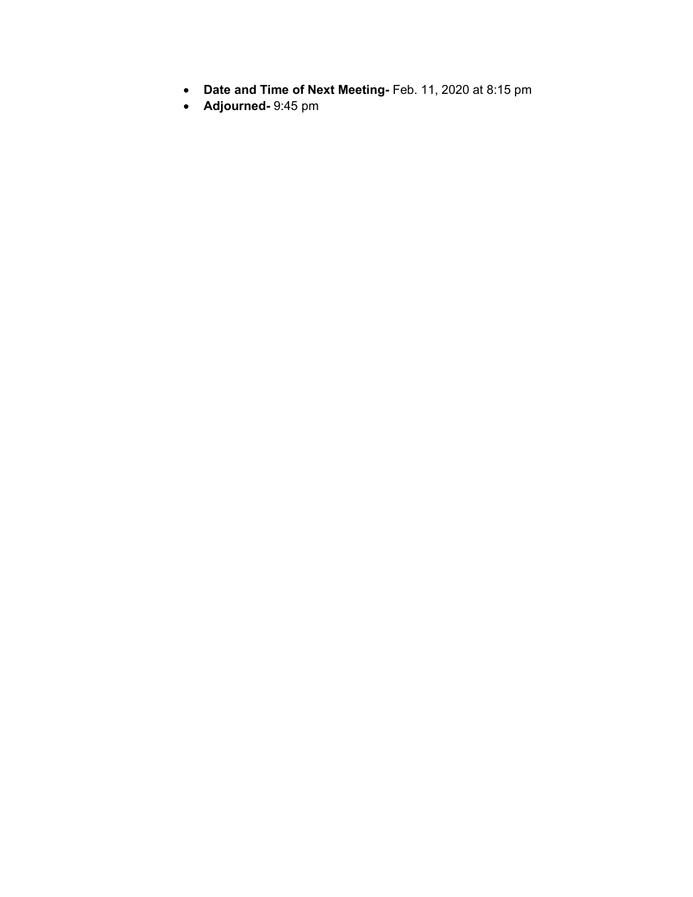- **Date and Time of Next Meeting-** Feb. 11, 2020 at 8:15 pm
- **Adjourned-** 9:45 pm